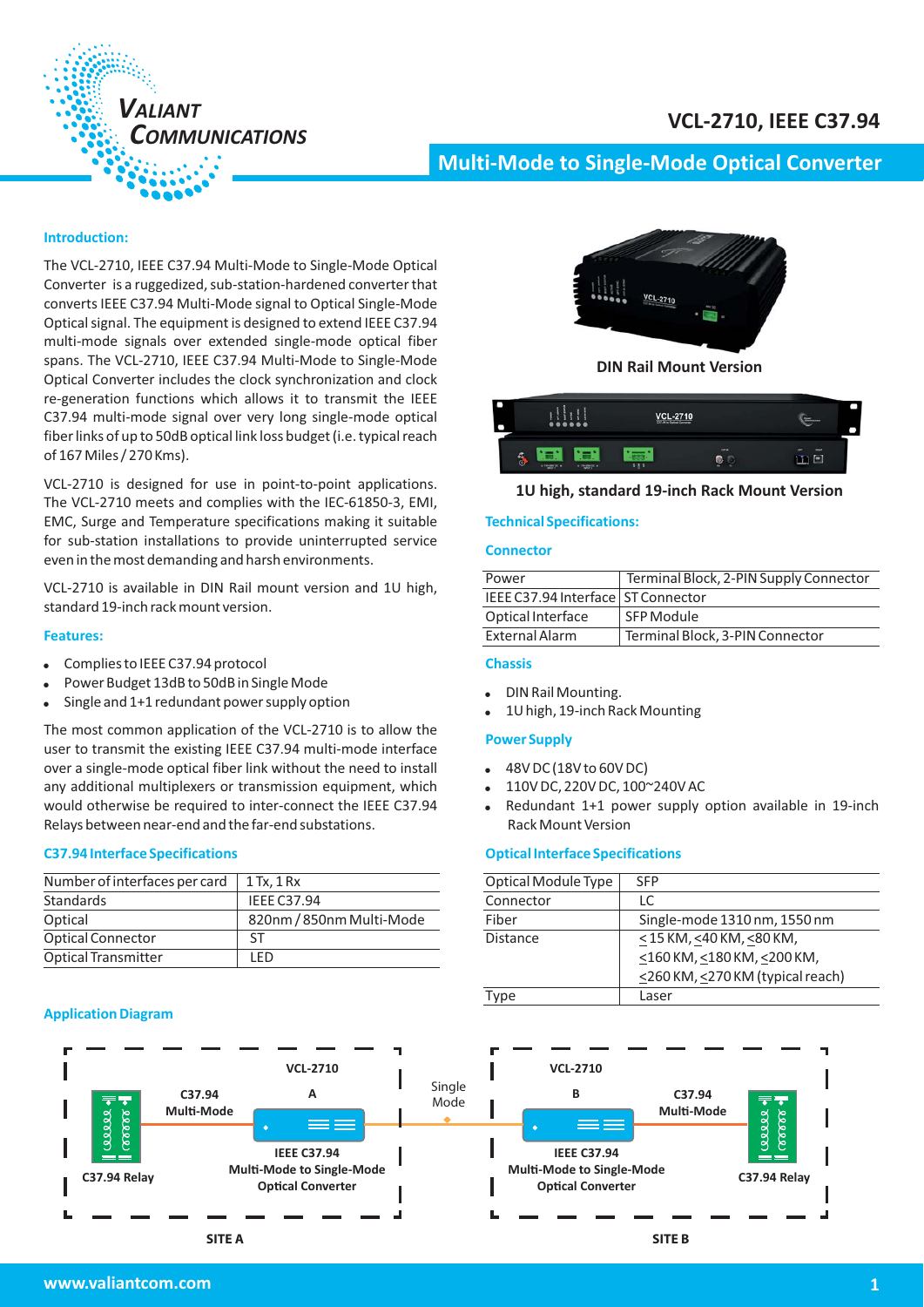# VCL-2710, IEEE C37.94

## Multi-Mode to Single-Mode Optical Converter

### Introduction:

The VCL-2710, IEEE C37.94 Multi-Mode to Single-Mode Optical Converter is a ruggedized, sub-station-hardened converter that converts IEEE C37.94 Multi-Mode signal to Optical Single-Mode Optical signal. The equipment is designed to extend IEEE C37.94 multi-mode signals over extended single-mode optical fiber spans. The VCL-2710, IEEE C37.94 Multi-Mode to Single-Mode Optical Converter includes the clock synchronization and clock re-generation functions which allows it to transmit the IEEE C37.94 multi-mode signal over very long single-mode optical fiber links of up to 50dB optical link loss budget (i.e. typical reach of 167 Miles / 270 Kms).

VCL-2710 is designed for use in point-to-point applications. The VCL-2710 meets and complies with the IEC-61850-3, EMI, EMC, Surge and Temperature specifications making it suitable for sub-station installations to provide uninterrupted service even in the most demanding and harsh environments.

VCL-2710 is available in DIN Rail mount version and 1U high, standard 19-inch rack mount version.

### Features:

- Complies to IEEE C37.94 protocol
- Power Budget 13dB to 50dB in Single Mode
- Single and 1+1 redundant power supply option

The most common application of the VCL-2710 is to allow the user to transmit the existing IEEE C37.94 multi-mode interface over a single-mode optical fiber link without the need to install any additional multiplexers or transmission equipment, which would otherwise be required to inter-connect the IEEE C37.94 Relays between near-end and the far-end substations.

### C37.94 Interface Specifications

| Number of interfaces per card | 1 Tx, 1 Rx |
|---|---|
| Standards | IEEE C37.94 |
| Optical | 820nm / 850nm Multi-Mode |
| Optical Connector | ST |
| Optical Transmitter | LED |

**DIN Rail Mount Version**

**1U high, standard 19-inch Rack Mount Version**

### Technical Specifications:

#### Connector

| Power | Terminal Block, 2-PIN Supply Connector |
|---|---|
| IEEE C37.94 Interface | ST Connector |
| Optical Interface | SFP Module |
| External Alarm | Terminal Block, 3-PIN Connector |

#### Chassis

- DIN Rail Mounting.
- 1U high, 19-inch Rack Mounting

#### Power Supply

- 48V DC (18V to 60V DC)
- 110V DC, 220V DC, 100~240V AC
- Redundant 1+1 power supply option available in 19-inch Rack Mount Version

#### Optical Interface Specifications

| Optical Module Type | SFP |
|---|---|
| Connector | LC |
| Fiber | Single-mode 1310 nm, 1550 nm |
| Distance | $\leq$15 KM, $\leq$40 KM, $\leq$80 KM, $\leq$160 KM, $\leq$180 KM, $\leq$200 KM, $\leq$260 KM, $\leq$270 KM (typical reach) |
| Type | Laser |

### Application Diagram

SITE A: C37.94 Relay — C37.94 Multi-Mode — VCL-2710 A (IEEE C37.94 Multi-Mode to Single-Mode Optical Converter) — Single Mode — VCL-2710 B (IEEE C37.94 Multi-Mode to Single-Mode Optical Converter) — C37.94 Multi-Mode — C37.94 Relay :SITE B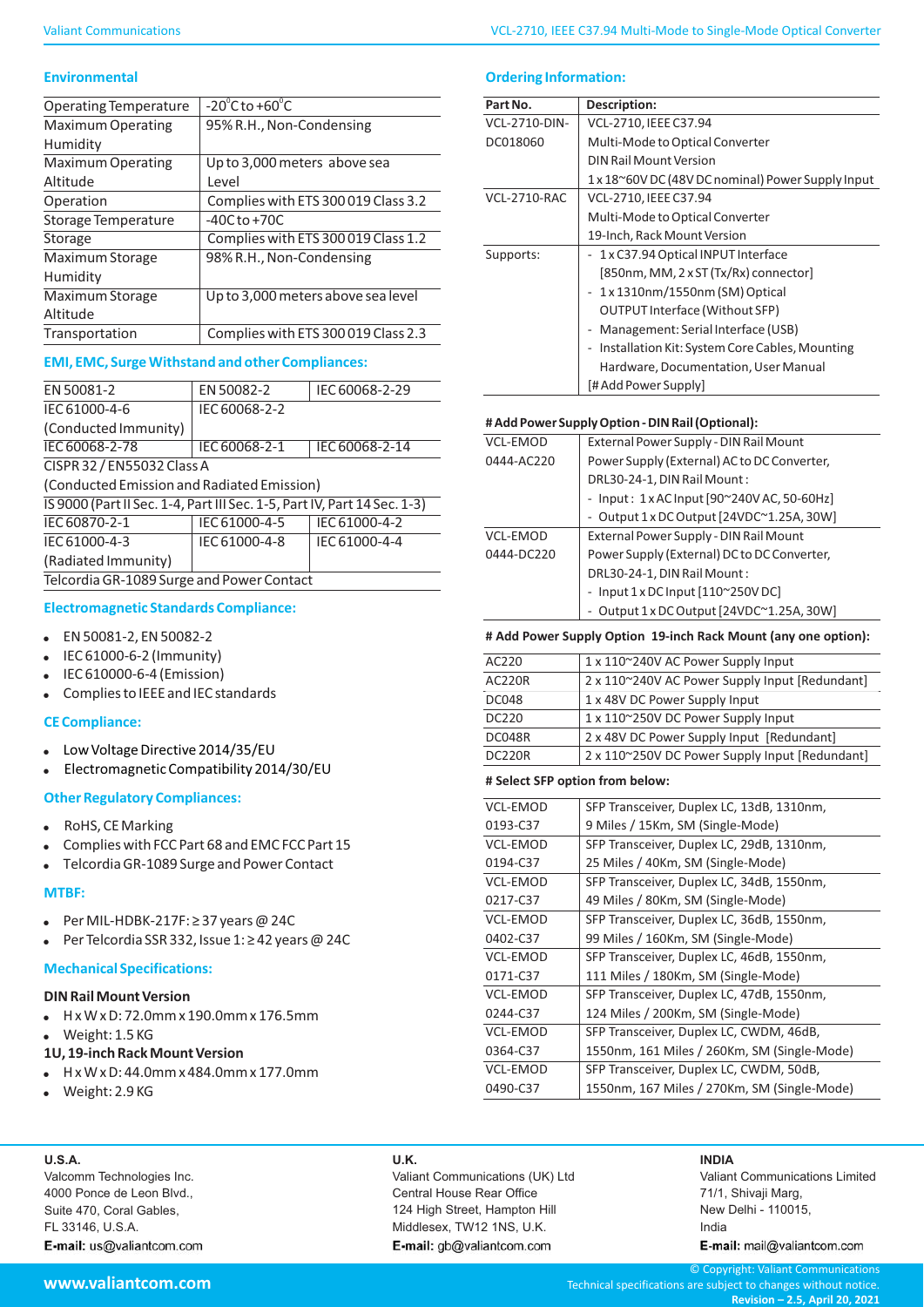## Environmental

| | |
|---|---|
| Operating Temperature | -20°C to +60°C |
| Maximum Operating Humidity | 95% R.H., Non-Condensing |
| Maximum Operating Altitude | Up to 3,000 meters above sea Level |
| Operation | Complies with ETS 300 019 Class 3.2 |
| Storage Temperature | -40C to +70C |
| Storage | Complies with ETS 300 019 Class 1.2 |
| Maximum Storage Humidity | 98% R.H., Non-Condensing |
| Maximum Storage Altitude | Up to 3,000 meters above sea level |
| Transportation | Complies with ETS 300 019 Class 2.3 |

## EMI, EMC, Surge Withstand and other Compliances:

| | | |
|---|---|---|
| EN 50081-2 | EN 50082-2 | IEC 60068-2-29 |
| IEC 61000-4-6 (Conducted Immunity) | IEC 60068-2-2 | |
| IEC 60068-2-78 | IEC 60068-2-1 | IEC 60068-2-14 |
| CISPR 32 / EN55032 Class A (Conducted Emission and Radiated Emission) | | |
| IS 9000 (Part II Sec. 1-4, Part III Sec. 1-5, Part IV, Part 14 Sec. 1-3) | | |
| IEC 60870-2-1 | IEC 61000-4-5 | IEC 61000-4-2 |
| IEC 61000-4-3 (Radiated Immunity) | IEC 61000-4-8 | IEC 61000-4-4 |
| Telcordia GR-1089 Surge and Power Contact | | |

## Electromagnetic Standards Compliance:

- EN 50081-2, EN 50082-2
- IEC 61000-6-2 (Immunity)
- IEC 610000-6-4 (Emission)
- Complies to IEEE and IEC standards

## CE Compliance:

- Low Voltage Directive 2014/35/EU
- Electromagnetic Compatibility 2014/30/EU

## Other Regulatory Compliances:

- RoHS, CE Marking
- Complies with FCC Part 68 and EMC FCC Part 15
- Telcordia GR-1089 Surge and Power Contact

## MTBF:

- Per MIL-HDBK-217F: ≥ 37 years @ 24C
- Per Telcordia SSR 332, Issue 1: ≥ 42 years @ 24C

## Mechanical Specifications:

**DIN Rail Mount Version**

- H x W x D: 72.0mm x 190.0mm x 176.5mm
- Weight: 1.5 KG

**1U, 19-inch Rack Mount Version**

- H x W x D: 44.0mm x 484.0mm x 177.0mm
- Weight: 2.9 KG

## Ordering Information:

| Part No. | Description: |
|---|---|
| VCL-2710-DIN-DC018060 | VCL-2710, IEEE C37.94 Multi-Mode to Optical Converter<br>DIN Rail Mount Version<br>1 x 18~60V DC (48V DC nominal) Power Supply Input |
| VCL-2710-RAC | VCL-2710, IEEE C37.94 Multi-Mode to Optical Converter<br>19-Inch, Rack Mount Version |
| Supports: | - 1 x C37.94 Optical INPUT Interface [850nm, MM, 2 x ST (Tx/Rx) connector]<br>- 1 x 1310nm/1550nm (SM) Optical OUTPUT Interface (Without SFP)<br>- Management: Serial Interface (USB)<br>- Installation Kit: System Core Cables, Mounting Hardware, Documentation, User Manual<br>[# Add Power Supply] |

**# Add Power Supply Option - DIN Rail (Optional):**

| | |
|---|---|
| VCL-EMOD 0444-AC220 | External Power Supply - DIN Rail Mount<br>Power Supply (External) AC to DC Converter, DRL30-24-1, DIN Rail Mount :<br>- Input : 1 x AC Input [90~240V AC, 50-60Hz]<br>- Output 1 x DC Output [24VDC~1.25A, 30W] |
| VCL-EMOD 0444-DC220 | External Power Supply - DIN Rail Mount<br>Power Supply (External) DC to DC Converter, DRL30-24-1, DIN Rail Mount :<br>- Input 1 x DC Input [110~250V DC]<br>- Output 1 x DC Output [24VDC~1.25A, 30W] |

**# Add Power Supply Option 19-inch Rack Mount (any one option):**

| | |
|---|---|
| AC220 | 1 x 110~240V AC Power Supply Input |
| AC220R | 2 x 110~240V AC Power Supply Input [Redundant] |
| DC048 | 1 x 48V DC Power Supply Input |
| DC220 | 1 x 110~250V DC Power Supply Input |
| DC048R | 2 x 48V DC Power Supply Input [Redundant] |
| DC220R | 2 x 110~250V DC Power Supply Input [Redundant] |

**# Select SFP option from below:**

| | |
|---|---|
| VCL-EMOD 0193-C37 | SFP Transceiver, Duplex LC, 13dB, 1310nm, 9 Miles / 15Km, SM (Single-Mode) |
| VCL-EMOD 0194-C37 | SFP Transceiver, Duplex LC, 29dB, 1310nm, 25 Miles / 40Km, SM (Single-Mode) |
| VCL-EMOD 0217-C37 | SFP Transceiver, Duplex LC, 34dB, 1550nm, 49 Miles / 80Km, SM (Single-Mode) |
| VCL-EMOD 0402-C37 | SFP Transceiver, Duplex LC, 36dB, 1550nm, 99 Miles / 160Km, SM (Single-Mode) |
| VCL-EMOD 0171-C37 | SFP Transceiver, Duplex LC, 46dB, 1550nm, 111 Miles / 180Km, SM (Single-Mode) |
| VCL-EMOD 0244-C37 | SFP Transceiver, Duplex LC, 47dB, 1550nm, 124 Miles / 200Km, SM (Single-Mode) |
| VCL-EMOD 0364-C37 | SFP Transceiver, Duplex LC, CWDM, 46dB, 1550nm, 161 Miles / 260Km, SM (Single-Mode) |
| VCL-EMOD 0490-C37 | SFP Transceiver, Duplex LC, CWDM, 50dB, 1550nm, 167 Miles / 270Km, SM (Single-Mode) |

**U.S.A.**
Valcomm Technologies Inc.
4000 Ponce de Leon Blvd.,
Suite 470, Coral Gables,
FL 33146, U.S.A.
**E-mail:** us@valiantcom.com

**U.K.**
Valiant Communications (UK) Ltd
Central House Rear Office
124 High Street, Hampton Hill
Middlesex, TW12 1NS, U.K.
**E-mail:** gb@valiantcom.com

**INDIA**
Valiant Communications Limited
71/1, Shivaji Marg,
New Delhi - 110015,
India
**E-mail:** mail@valiantcom.com

**www.valiantcom.com**

© Copyright: Valiant Communications
Technical specifications are subject to changes without notice.
**Revision – 2.5, April 20, 2021**